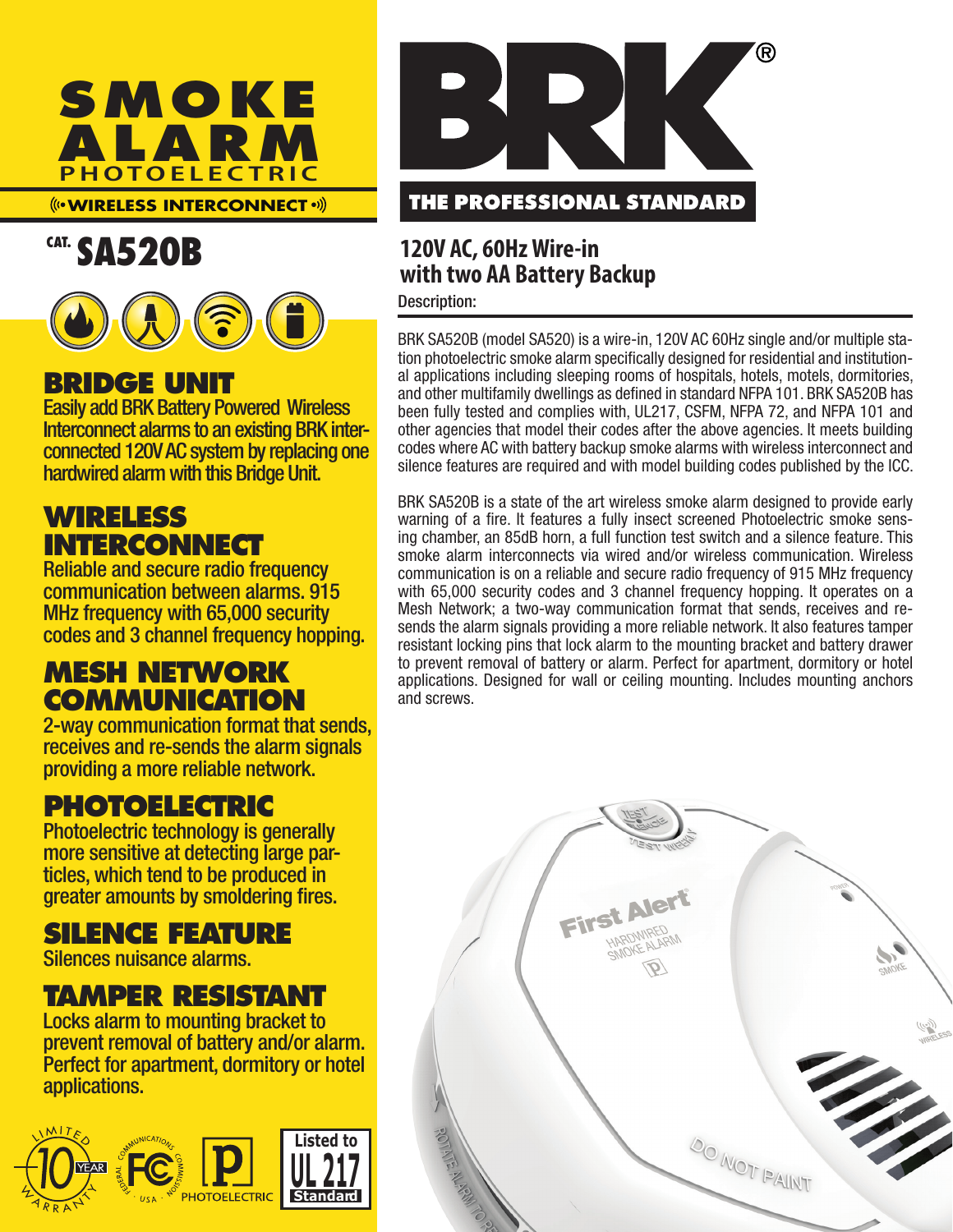# SMOKE ALARM PHOTOELECTRIC

((• WIRELESS INTERCONNECT •))

## CAT. SA520B

### BRIDGE UNIT

Easily add BRK Battery Powered Wireless Interconnect alarms to an existing BRK interconnected 120V AC system by replacing one hardwired alarm with this Bridge Unit.

### WIRELESS INTERCONNECT

Reliable and secure radio frequency communication between alarms. 915 MHz frequency with 65,000 security codes and 3 channel frequency hopping.

### MESH NETWORK COMMUNICATION

2-way communication format that sends, receives and re-sends the alarm signals providing a more reliable network.

### PHOTOELECTRIC

Photoelectric technology is generally more sensitive at detecting large particles, which tend to be produced in greater amounts by smoldering fires.

### SILENCE FEATURE

Silences nuisance alarms.

### TAMPER RESISTANT

Locks alarm to mounting bracket to prevent removal of battery and/or alarm. Perfect for apartment, dormitory or hotel applications.

LIMITED 10 YEAR WARRANTY · FCC FEDERAL COMMUNICATIONS COMMISSION USA · P PHOTOELECTRIC · Listed to UL 217 Standard

# BRK®

**THE PROFESSIONAL STANDARD**

## 120V AC, 60Hz Wire-in with two AA Battery Backup

Description:

BRK SA520B (model SA520) is a wire-in, 120V AC 60Hz single and/or multiple station photoelectric smoke alarm specifically designed for residential and institutional applications including sleeping rooms of hospitals, hotels, motels, dormitories, and other multifamily dwellings as defined in standard NFPA 101. BRK SA520B has been fully tested and complies with, UL217, CSFM, NFPA 72, and NFPA 101 and other agencies that model their codes after the above agencies. It meets building codes where AC with battery backup smoke alarms with wireless interconnect and silence features are required and with model building codes published by the ICC.

BRK SA520B is a state of the art wireless smoke alarm designed to provide early warning of a fire. It features a fully insect screened Photoelectric smoke sensing chamber, an 85dB horn, a full function test switch and a silence feature. This smoke alarm interconnects via wired and/or wireless communication. Wireless communication is on a reliable and secure radio frequency of 915 MHz frequency with 65,000 security codes and 3 channel frequency hopping. It operates on a Mesh Network; a two-way communication format that sends, receives and re-sends the alarm signals providing a more reliable network. It also features tamper resistant locking pins that lock alarm to the mounting bracket and battery drawer to prevent removal of battery or alarm. Perfect for apartment, dormitory or hotel applications. Designed for wall or ceiling mounting. Includes mounting anchors and screws.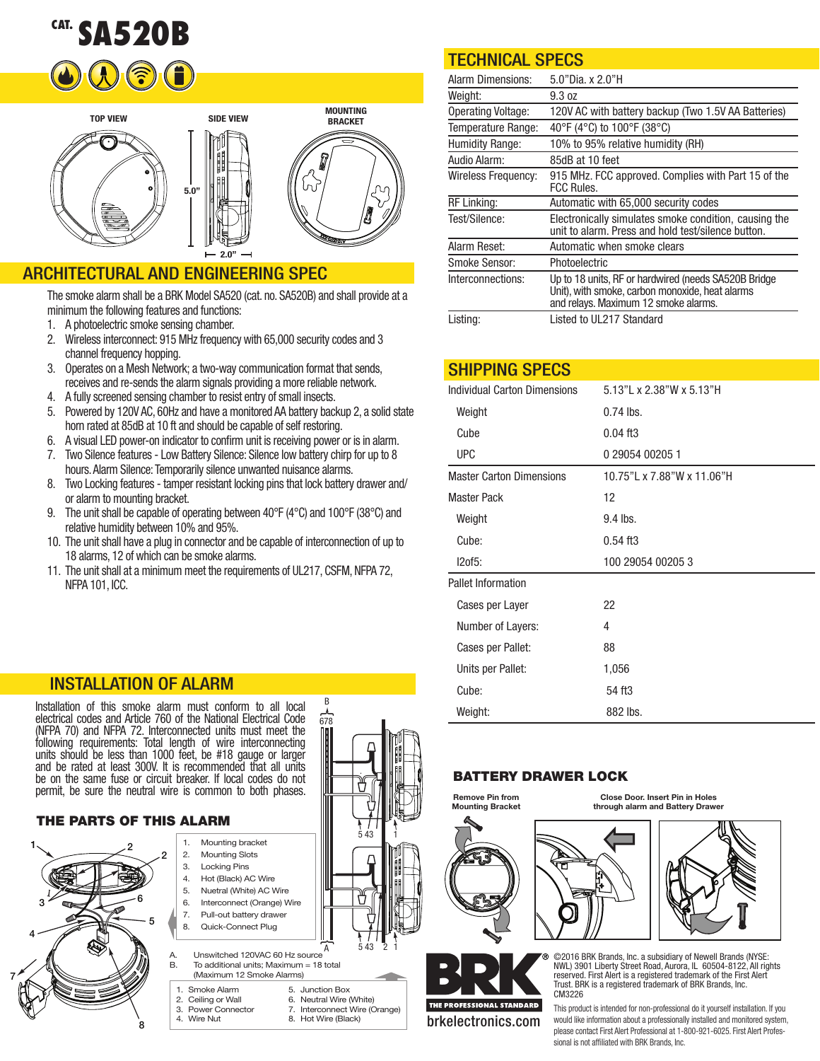# CAT. SA520B

TOP VIEW

SIDE VIEW

MOUNTING BRACKET

5.0"

2.0"

## ARCHITECTURAL AND ENGINEERING SPEC

The smoke alarm shall be a BRK Model SA520 (cat. no. SA520B) and shall provide at a minimum the following features and functions:

1. A photoelectric smoke sensing chamber.
2. Wireless interconnect: 915 MHz frequency with 65,000 security codes and 3 channel frequency hopping.
3. Operates on a Mesh Network; a two-way communication format that sends, receives and re-sends the alarm signals providing a more reliable network.
4. A fully screened sensing chamber to resist entry of small insects.
5. Powered by 120V AC, 60Hz and have a monitored AA battery backup 2, a solid state horn rated at 85dB at 10 ft and should be capable of self restoring.
6. A visual LED power-on indicator to confirm unit is receiving power or is in alarm.
7. Two Silence features - Low Battery Silence: Silence low battery chirp for up to 8 hours. Alarm Silence: Temporarily silence unwanted nuisance alarms.
8. Two Locking features - tamper resistant locking pins that lock battery drawer and/ or alarm to mounting bracket.
9. The unit shall be capable of operating between 40°F (4°C) and 100°F (38°C) and relative humidity between 10% and 95%.
10. The unit shall have a plug in connector and be capable of interconnection of up to 18 alarms, 12 of which can be smoke alarms.
11. The unit shall at a minimum meet the requirements of UL217, CSFM, NFPA 72, NFPA 101, ICC.

## INSTALLATION OF ALARM

Installation of this smoke alarm must conform to all local electrical codes and Article 760 of the National Electrical Code (NFPA 70) and NFPA 72. Interconnected units must meet the following requirements: Total length of wire interconnecting units should be less than 1000 feet, be #18 gauge or larger and be rated at least 300V. It is recommended that all units be on the same fuse or circuit breaker. If local codes do not permit, be sure the neutral wire is common to both phases.

A. Unswitched 120VAC 60 Hz source
B. To additional units; Maximum = 18 total (Maximum 12 Smoke Alarms)

1. Smoke Alarm
2. Ceiling or Wall
3. Power Connector
4. Wire Nut
5. Junction Box
6. Neutral Wire (White)
7. Interconnect Wire (Orange)
8. Hot Wire (Black)

### THE PARTS OF THIS ALARM

1. Mounting bracket
2. Mounting Slots
3. Locking Pins
4. Hot (Black) AC Wire
5. Nuetral (White) AC Wire
6. Interconnect (Orange) Wire
7. Pull-out battery drawer
8. Quick-Connect Plug

## TECHNICAL SPECS

| | |
|---|---|
| Alarm Dimensions: | 5.0"Dia. x 2.0"H |
| Weight: | 9.3 oz |
| Operating Voltage: | 120V AC with battery backup (Two 1.5V AA Batteries) |
| Temperature Range: | 40°F (4°C) to 100°F (38°C) |
| Humidity Range: | 10% to 95% relative humidity (RH) |
| Audio Alarm: | 85dB at 10 feet |
| Wireless Frequency: | 915 MHz. FCC approved. Complies with Part 15 of the FCC Rules. |
| RF Linking: | Automatic with 65,000 security codes |
| Test/Silence: | Electronically simulates smoke condition, causing the unit to alarm. Press and hold test/silence button. |
| Alarm Reset: | Automatic when smoke clears |
| Smoke Sensor: | Photoelectric |
| Interconnections: | Up to 18 units, RF or hardwired (needs SA520B Bridge Unit), with smoke, carbon monoxide, heat alarms and relays. Maximum 12 smoke alarms. |
| Listing: | Listed to UL217 Standard |

## SHIPPING SPECS

| | |
|---|---|
| Individual Carton Dimensions | 5.13"L x 2.38"W x 5.13"H |
| Weight | 0.74 lbs. |
| Cube | 0.04 ft3 |
| UPC | 0 29054 00205 1 |
| Master Carton Dimensions | 10.75"L x 7.88"W x 11.06"H |
| Master Pack | 12 |
| Weight | 9.4 lbs. |
| Cube: | 0.54 ft3 |
| I2of5: | 100 29054 00205 3 |
| Pallet Information | |
| Cases per Layer | 22 |
| Number of Layers: | 4 |
| Cases per Pallet: | 88 |
| Units per Pallet: | 1,056 |
| Cube: | 54 ft3 |
| Weight: | 882 lbs. |

## BATTERY DRAWER LOCK

Remove Pin from Mounting Bracket

Close Door. Insert Pin in Holes through alarm and Battery Drawer

BRK® THE PROFESSIONAL STANDARD

brkelectronics.com

©2016 BRK Brands, Inc. a subsidiary of Newell Brands (NYSE: NWL) 3901 Liberty Street Road, Aurora, IL 60504-8122, All rights reserved. First Alert is a registered trademark of the First Alert Trust. BRK is a registered trademark of BRK Brands, Inc. CM3226

This product is intended for non-professional do it yourself installation. If you would like information about a professionally installed and monitored system, please contact First Alert Professional at 1-800-921-6025. First Alert Professional is not affiliated with BRK Brands, Inc.